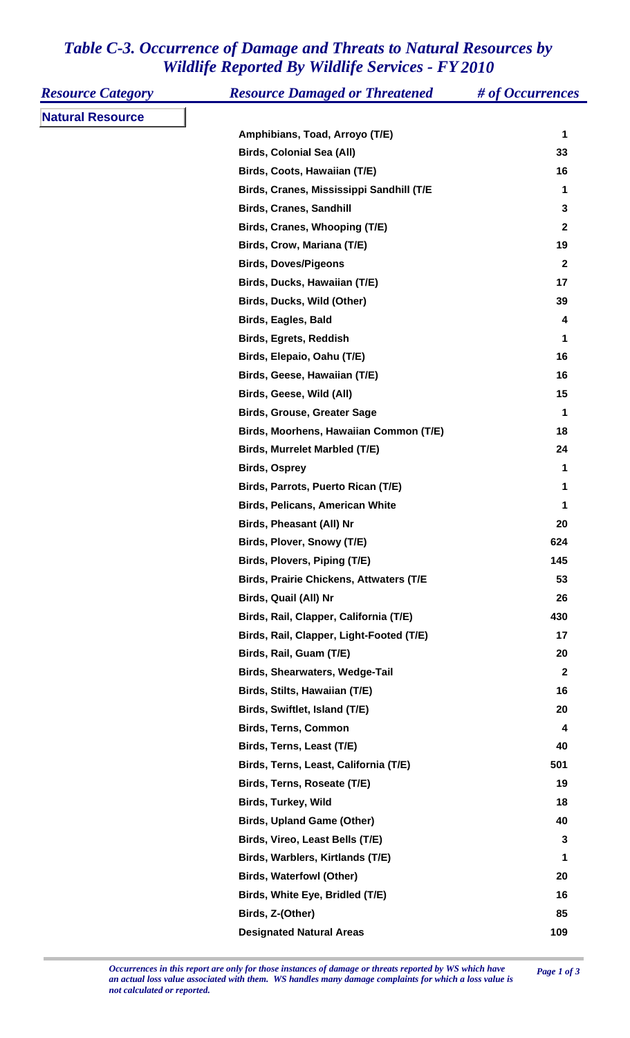# *Table C-3. Occurrence of Damage and Threats to Natural Resources by Wildlife Reported By Wildlife Services - FY 2010*

| *Resource Category* | *Resource Damaged or Threatened* | *# of Occurrences* |
|---|---|---|
| **Natural Resource** | | |
| | Amphibians, Toad, Arroyo (T/E) | 1 |
| | Birds, Colonial Sea (All) | 33 |
| | Birds, Coots, Hawaiian (T/E) | 16 |
| | Birds, Cranes, Mississippi Sandhill (T/E | 1 |
| | Birds, Cranes, Sandhill | 3 |
| | Birds, Cranes, Whooping (T/E) | 2 |
| | Birds, Crow, Mariana (T/E) | 19 |
| | Birds, Doves/Pigeons | 2 |
| | Birds, Ducks, Hawaiian (T/E) | 17 |
| | Birds, Ducks, Wild (Other) | 39 |
| | Birds, Eagles, Bald | 4 |
| | Birds, Egrets, Reddish | 1 |
| | Birds, Elepaio, Oahu (T/E) | 16 |
| | Birds, Geese, Hawaiian (T/E) | 16 |
| | Birds, Geese, Wild (All) | 15 |
| | Birds, Grouse, Greater Sage | 1 |
| | Birds, Moorhens, Hawaiian Common (T/E) | 18 |
| | Birds, Murrelet Marbled (T/E) | 24 |
| | Birds, Osprey | 1 |
| | Birds, Parrots, Puerto Rican (T/E) | 1 |
| | Birds, Pelicans, American White | 1 |
| | Birds, Pheasant (All) Nr | 20 |
| | Birds, Plover, Snowy (T/E) | 624 |
| | Birds, Plovers, Piping (T/E) | 145 |
| | Birds, Prairie Chickens, Attwaters (T/E | 53 |
| | Birds, Quail (All) Nr | 26 |
| | Birds, Rail, Clapper, California (T/E) | 430 |
| | Birds, Rail, Clapper, Light-Footed (T/E) | 17 |
| | Birds, Rail, Guam (T/E) | 20 |
| | Birds, Shearwaters, Wedge-Tail | 2 |
| | Birds, Stilts, Hawaiian (T/E) | 16 |
| | Birds, Swiftlet, Island (T/E) | 20 |
| | Birds, Terns, Common | 4 |
| | Birds, Terns, Least (T/E) | 40 |
| | Birds, Terns, Least, California (T/E) | 501 |
| | Birds, Terns, Roseate (T/E) | 19 |
| | Birds, Turkey, Wild | 18 |
| | Birds, Upland Game (Other) | 40 |
| | Birds, Vireo, Least Bells (T/E) | 3 |
| | Birds, Warblers, Kirtlands (T/E) | 1 |
| | Birds, Waterfowl (Other) | 20 |
| | Birds, White Eye, Bridled (T/E) | 16 |
| | Birds, Z-(Other) | 85 |
| | Designated Natural Areas | 109 |

*Occurrences in this report are only for those instances of damage or threats reported by WS which have an actual loss value associated with them. WS handles many damage complaints for which a loss value is not calculated or reported.*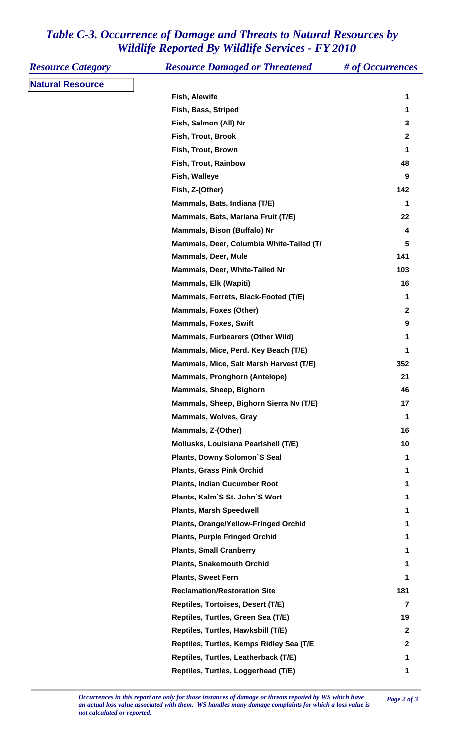# *Table C-3. Occurrence of Damage and Threats to Natural Resources by Wildlife Reported By Wildlife Services - FY 2010*

| *Resource Category* | *Resource Damaged or Threatened* | *# of Occurrences* |
|---|---|---|
| **Natural Resource** | | |
| | Fish, Alewife | 1 |
| | Fish, Bass, Striped | 1 |
| | Fish, Salmon (All) Nr | 3 |
| | Fish, Trout, Brook | 2 |
| | Fish, Trout, Brown | 1 |
| | Fish, Trout, Rainbow | 48 |
| | Fish, Walleye | 9 |
| | Fish, Z-(Other) | 142 |
| | Mammals, Bats, Indiana (T/E) | 1 |
| | Mammals, Bats, Mariana Fruit (T/E) | 22 |
| | Mammals, Bison (Buffalo) Nr | 4 |
| | Mammals, Deer, Columbia White-Tailed (T/ | 5 |
| | Mammals, Deer, Mule | 141 |
| | Mammals, Deer, White-Tailed Nr | 103 |
| | Mammals, Elk (Wapiti) | 16 |
| | Mammals, Ferrets, Black-Footed (T/E) | 1 |
| | Mammals, Foxes (Other) | 2 |
| | Mammals, Foxes, Swift | 9 |
| | Mammals, Furbearers (Other Wild) | 1 |
| | Mammals, Mice, Perd. Key Beach (T/E) | 1 |
| | Mammals, Mice, Salt Marsh Harvest (T/E) | 352 |
| | Mammals, Pronghorn (Antelope) | 21 |
| | Mammals, Sheep, Bighorn | 46 |
| | Mammals, Sheep, Bighorn Sierra Nv (T/E) | 17 |
| | Mammals, Wolves, Gray | 1 |
| | Mammals, Z-(Other) | 16 |
| | Mollusks, Louisiana Pearlshell (T/E) | 10 |
| | Plants, Downy Solomon`S Seal | 1 |
| | Plants, Grass Pink Orchid | 1 |
| | Plants, Indian Cucumber Root | 1 |
| | Plants, Kalm`S St. John`S Wort | 1 |
| | Plants, Marsh Speedwell | 1 |
| | Plants, Orange/Yellow-Fringed Orchid | 1 |
| | Plants, Purple Fringed Orchid | 1 |
| | Plants, Small Cranberry | 1 |
| | Plants, Snakemouth Orchid | 1 |
| | Plants, Sweet Fern | 1 |
| | Reclamation/Restoration Site | 181 |
| | Reptiles, Tortoises, Desert (T/E) | 7 |
| | Reptiles, Turtles, Green Sea (T/E) | 19 |
| | Reptiles, Turtles, Hawksbill (T/E) | 2 |
| | Reptiles, Turtles, Kemps Ridley Sea (T/E | 2 |
| | Reptiles, Turtles, Leatherback (T/E) | 1 |
| | Reptiles, Turtles, Loggerhead (T/E) | 1 |

*Occurrences in this report are only for those instances of damage or threats reported by WS which have an actual loss value associated with them. WS handles many damage complaints for which a loss value is not calculated or reported.*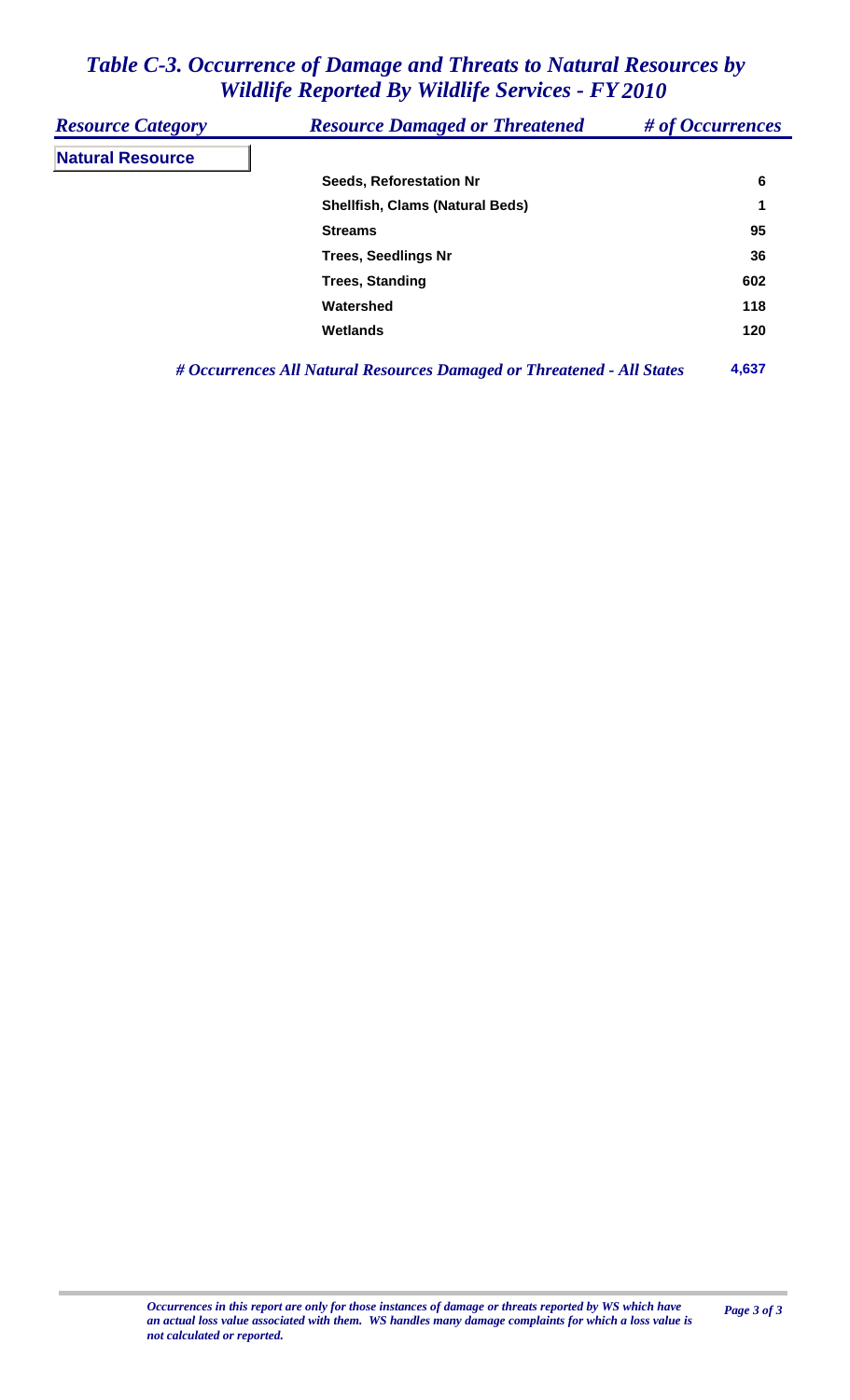# *Table C-3. Occurrence of Damage and Threats to Natural Resources by Wildlife Reported By Wildlife Services - FY 2010*

| *Resource Category* | *Resource Damaged or Threatened* | *# of Occurrences* |
|---|---|---|
| **Natural Resource** | | |
| | **Seeds, Reforestation Nr** | **6** |
| | **Shellfish, Clams (Natural Beds)** | **1** |
| | **Streams** | **95** |
| | **Trees, Seedlings Nr** | **36** |
| | **Trees, Standing** | **602** |
| | **Watershed** | **118** |
| | **Wetlands** | **120** |
| | ***# Occurrences All Natural Resources Damaged or Threatened - All States*** | **4,637** |

***Occurrences in this report are only for those instances of damage or threats reported by WS which have an actual loss value associated with them. WS handles many damage complaints for which a loss value is not calculated or reported.***